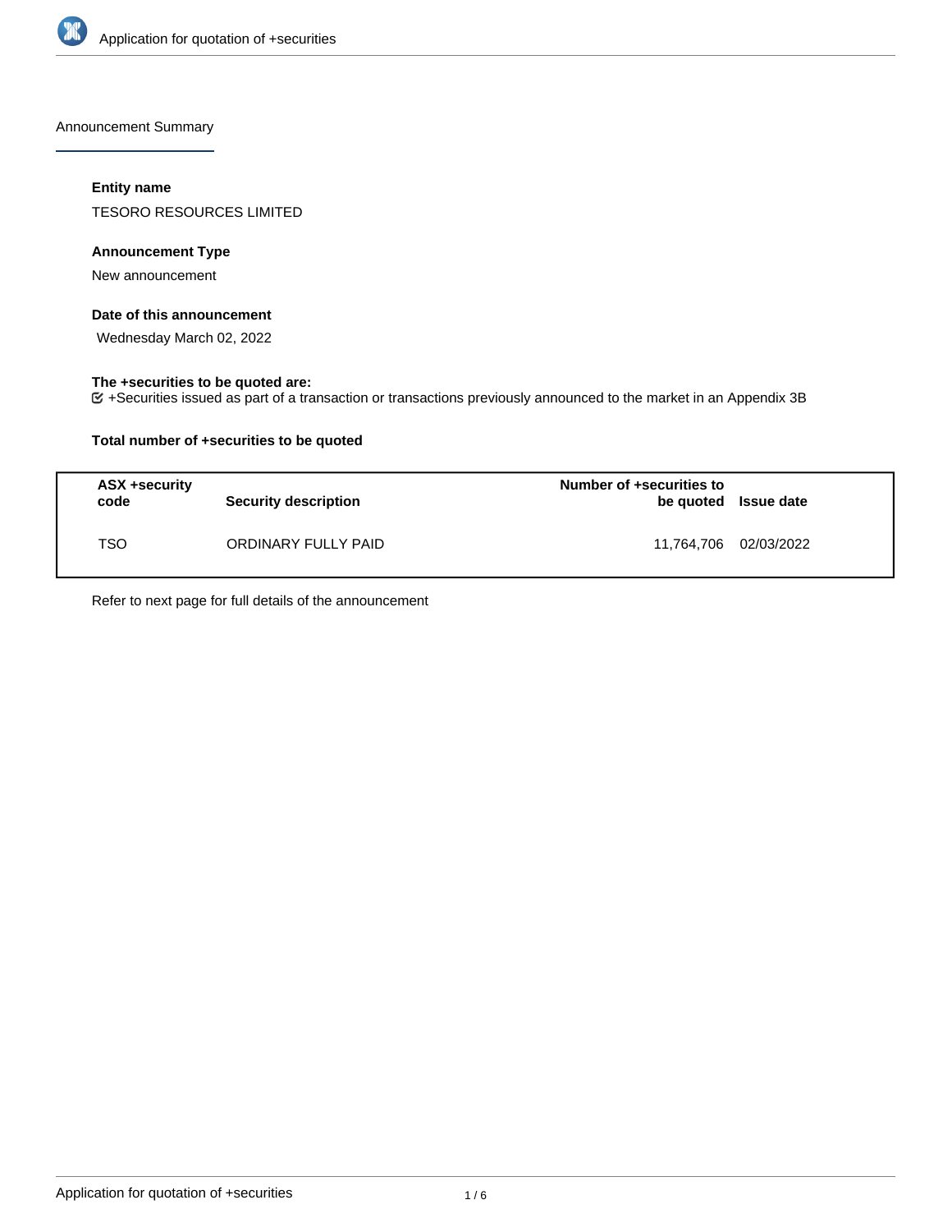Announcement Summary

#### Entity name

TESORO RESOURCES LIMITED

#### Announcement Type

New announcement

#### Date of this announcement

Wednesday March 02, 2022

#### The +securities to be quoted are:

☑ +Securities issued as part of a transaction or transactions previously announced to the market in an Appendix 3B

#### Total number of +securities to be quoted

| ASX +security code | Security description | Number of +securities to be quoted | Issue date |
|---|---|---|---|
| TSO | ORDINARY FULLY PAID | 11,764,706 | 02/03/2022 |

Refer to next page for full details of the announcement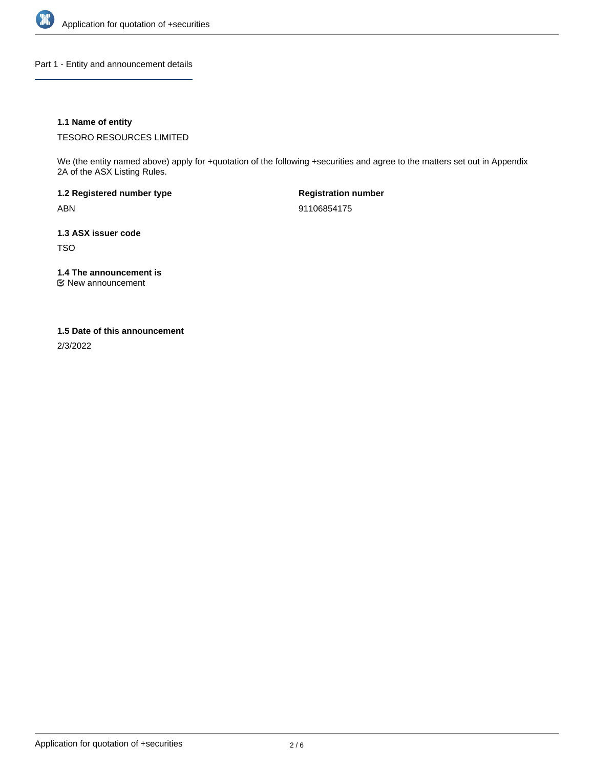## Part 1 - Entity and announcement details

### 1.1 Name of entity

TESORO RESOURCES LIMITED

We (the entity named above) apply for +quotation of the following +securities and agree to the matters set out in Appendix 2A of the ASX Listing Rules.

**1.2 Registered number type**

ABN

**Registration number**

91106854175

### 1.3 ASX issuer code

TSO

### 1.4 The announcement is

☑ New announcement

### 1.5 Date of this announcement

2/3/2022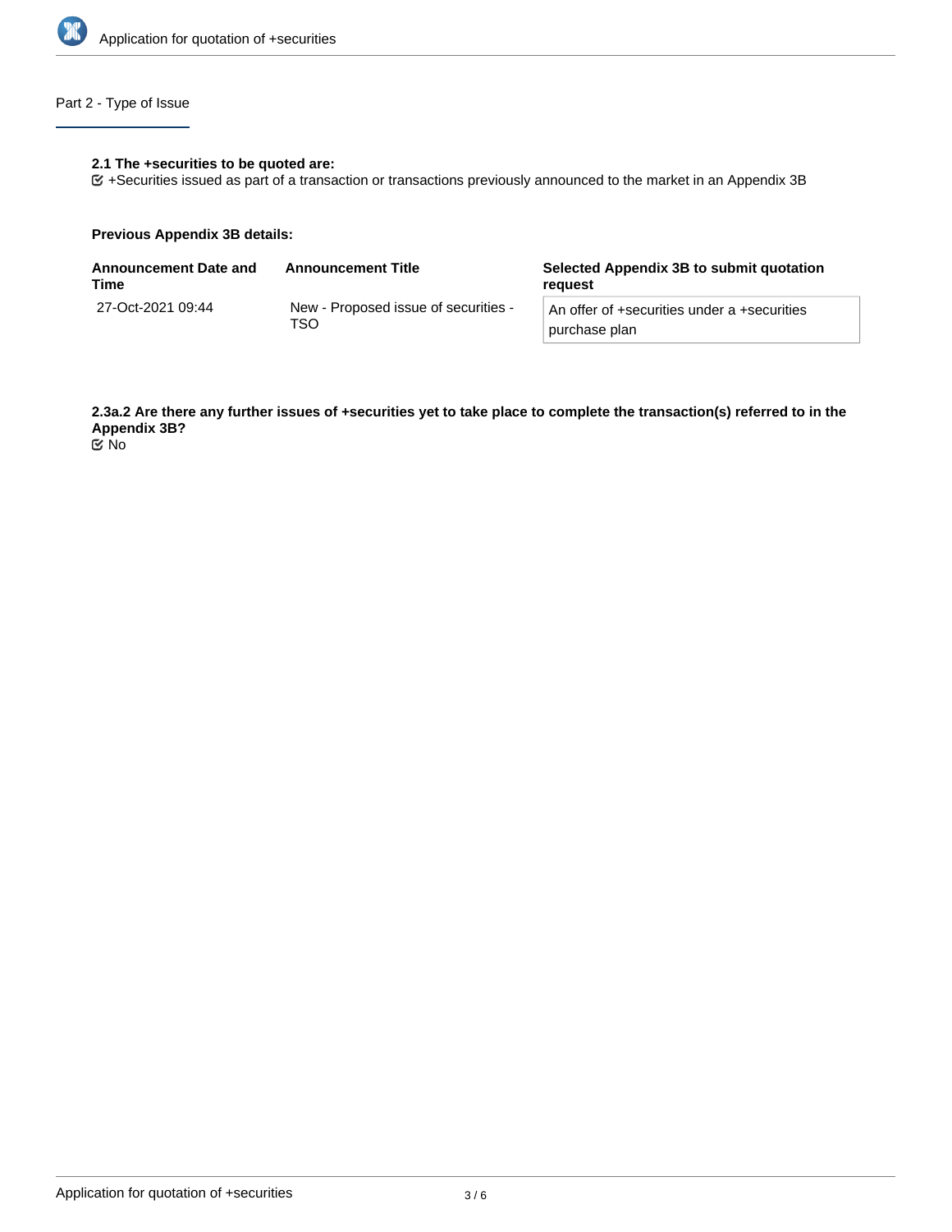## Part 2 - Type of Issue

**2.1 The +securities to be quoted are:**

☑ +Securities issued as part of a transaction or transactions previously announced to the market in an Appendix 3B

**Previous Appendix 3B details:**

| Announcement Date and Time | Announcement Title | Selected Appendix 3B to submit quotation request |
| --- | --- | --- |
| 27-Oct-2021 09:44 | New - Proposed issue of securities - TSO | An offer of +securities under a +securities purchase plan |

**2.3a.2 Are there any further issues of +securities yet to take place to complete the transaction(s) referred to in the Appendix 3B?**

☑ No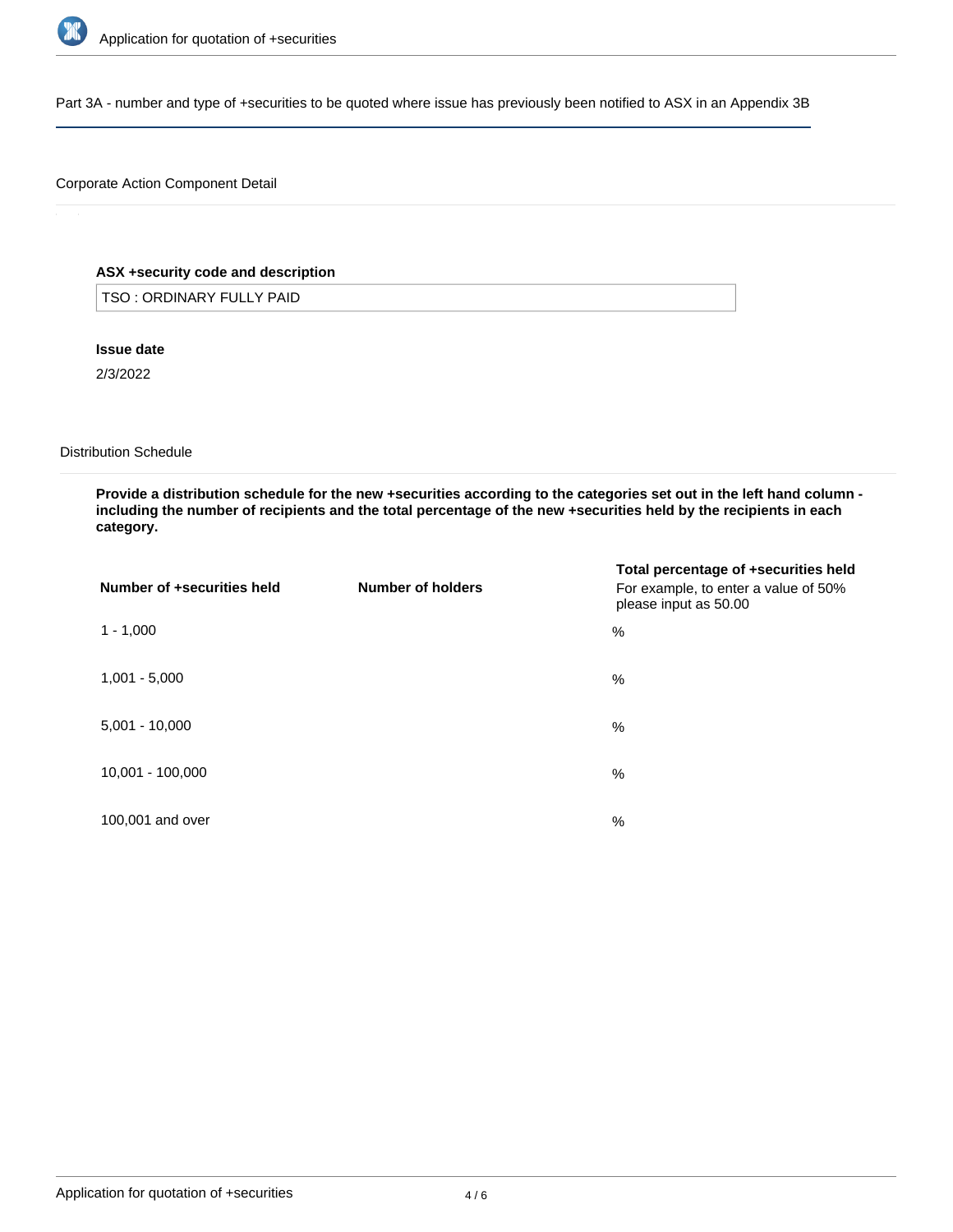## Part 3A - number and type of +securities to be quoted where issue has previously been notified to ASX in an Appendix 3B

### Corporate Action Component Detail

**ASX +security code and description**

TSO : ORDINARY FULLY PAID

**Issue date**

2/3/2022

### Distribution Schedule

**Provide a distribution schedule for the new +securities according to the categories set out in the left hand column - including the number of recipients and the total percentage of the new +securities held by the recipients in each category.**

| Number of +securities held | Number of holders | Total percentage of +securities held<br>For example, to enter a value of 50% please input as 50.00 |
|---|---|---|
| 1 - 1,000 | | % |
| 1,001 - 5,000 | | % |
| 5,001 - 10,000 | | % |
| 10,001 - 100,000 | | % |
| 100,001 and over | | % |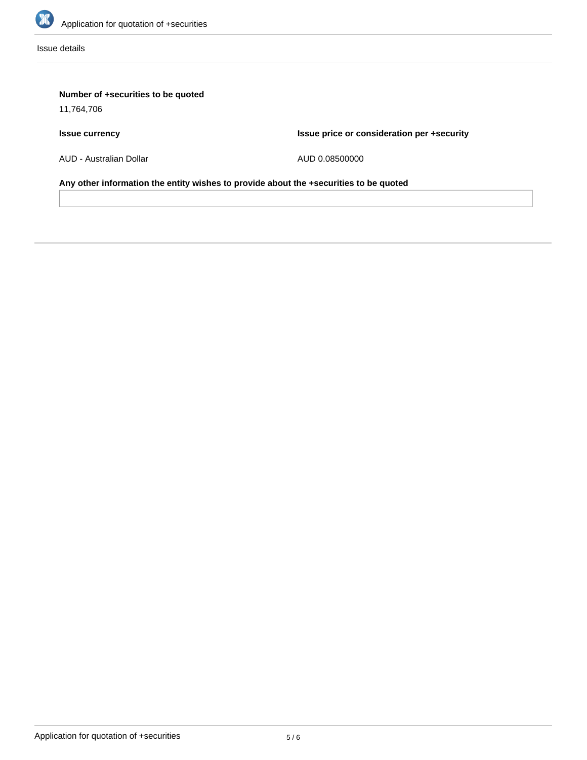Issue details

**Number of +securities to be quoted**

11,764,706

**Issue currency**

AUD - Australian Dollar

**Issue price or consideration per +security**

AUD 0.08500000

**Any other information the entity wishes to provide about the +securities to be quoted**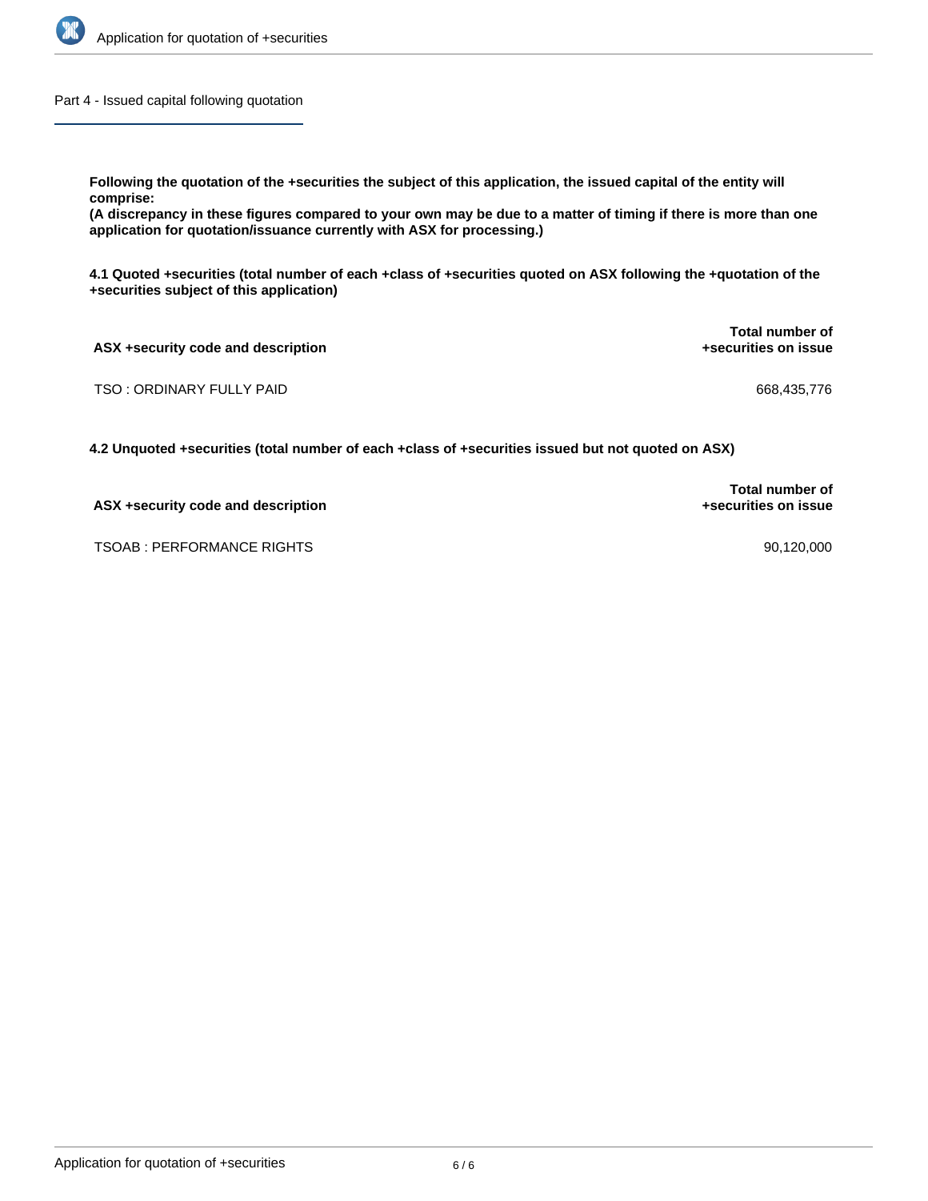## Part 4 - Issued capital following quotation

**Following the quotation of the +securities the subject of this application, the issued capital of the entity will comprise:**
**(A discrepancy in these figures compared to your own may be due to a matter of timing if there is more than one application for quotation/issuance currently with ASX for processing.)**

**4.1 Quoted +securities (total number of each +class of +securities quoted on ASX following the +quotation of the +securities subject of this application)**

| ASX +security code and description | Total number of +securities on issue |
| --- | --- |
| TSO : ORDINARY FULLY PAID | 668,435,776 |

**4.2 Unquoted +securities (total number of each +class of +securities issued but not quoted on ASX)**

| ASX +security code and description | Total number of +securities on issue |
| --- | --- |
| TSOAB : PERFORMANCE RIGHTS | 90,120,000 |